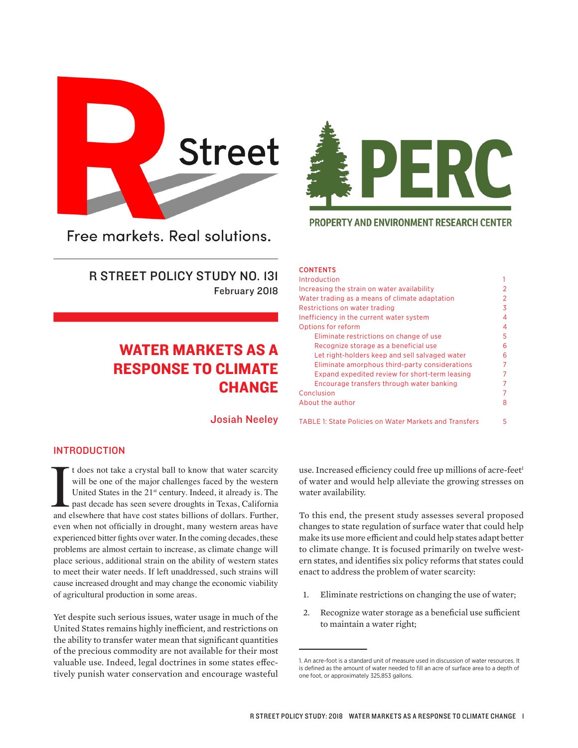R Street

Free markets. Real solutions.

PERC

PROPERTY AND ENVIRONMENT RESEARCH CENTER

R STREET POLICY STUDY NO. 131
February 2018

# WATER MARKETS AS A RESPONSE TO CLIMATE CHANGE

Josiah Neeley

**CONTENTS**

| | |
|---|---|
| Introduction | 1 |
| Increasing the strain on water availability | 2 |
| Water trading as a means of climate adaptation | 2 |
| Restrictions on water trading | 3 |
| Inefficiency in the current water system | 4 |
| Options for reform | 4 |
| Eliminate restrictions on change of use | 5 |
| Recognize storage as a beneficial use | 6 |
| Let right-holders keep and sell salvaged water | 6 |
| Eliminate amorphous third-party considerations | 7 |
| Expand expedited review for short-term leasing | 7 |
| Encourage transfers through water banking | 7 |
| Conclusion | 7 |
| About the author | 8 |
| TABLE 1: State Policies on Water Markets and Transfers | 5 |

## INTRODUCTION

It does not take a crystal ball to know that water scarcity will be one of the major challenges faced by the western United States in the 21st century. Indeed, it already is. The past decade has seen severe droughts in Texas, California and elsewhere that have cost states billions of dollars. Further, even when not officially in drought, many western areas have experienced bitter fights over water. In the coming decades, these problems are almost certain to increase, as climate change will place serious, additional strain on the ability of western states to meet their water needs. If left unaddressed, such strains will cause increased drought and may change the economic viability of agricultural production in some areas.

Yet despite such serious issues, water usage in much of the United States remains highly inefficient, and restrictions on the ability to transfer water mean that significant quantities of the precious commodity are not available for their most valuable use. Indeed, legal doctrines in some states effectively punish water conservation and encourage wasteful use. Increased efficiency could free up millions of acre-feet[1] of water and would help alleviate the growing stresses on water availability.

To this end, the present study assesses several proposed changes to state regulation of surface water that could help make its use more efficient and could help states adapt better to climate change. It is focused primarily on twelve western states, and identifies six policy reforms that states could enact to address the problem of water scarcity:

1. Eliminate restrictions on changing the use of water;
2. Recognize water storage as a beneficial use sufficient to maintain a water right;

1. An acre-foot is a standard unit of measure used in discussion of water resources. It is defined as the amount of water needed to fill an acre of surface area to a depth of one foot, or approximately 325,853 gallons.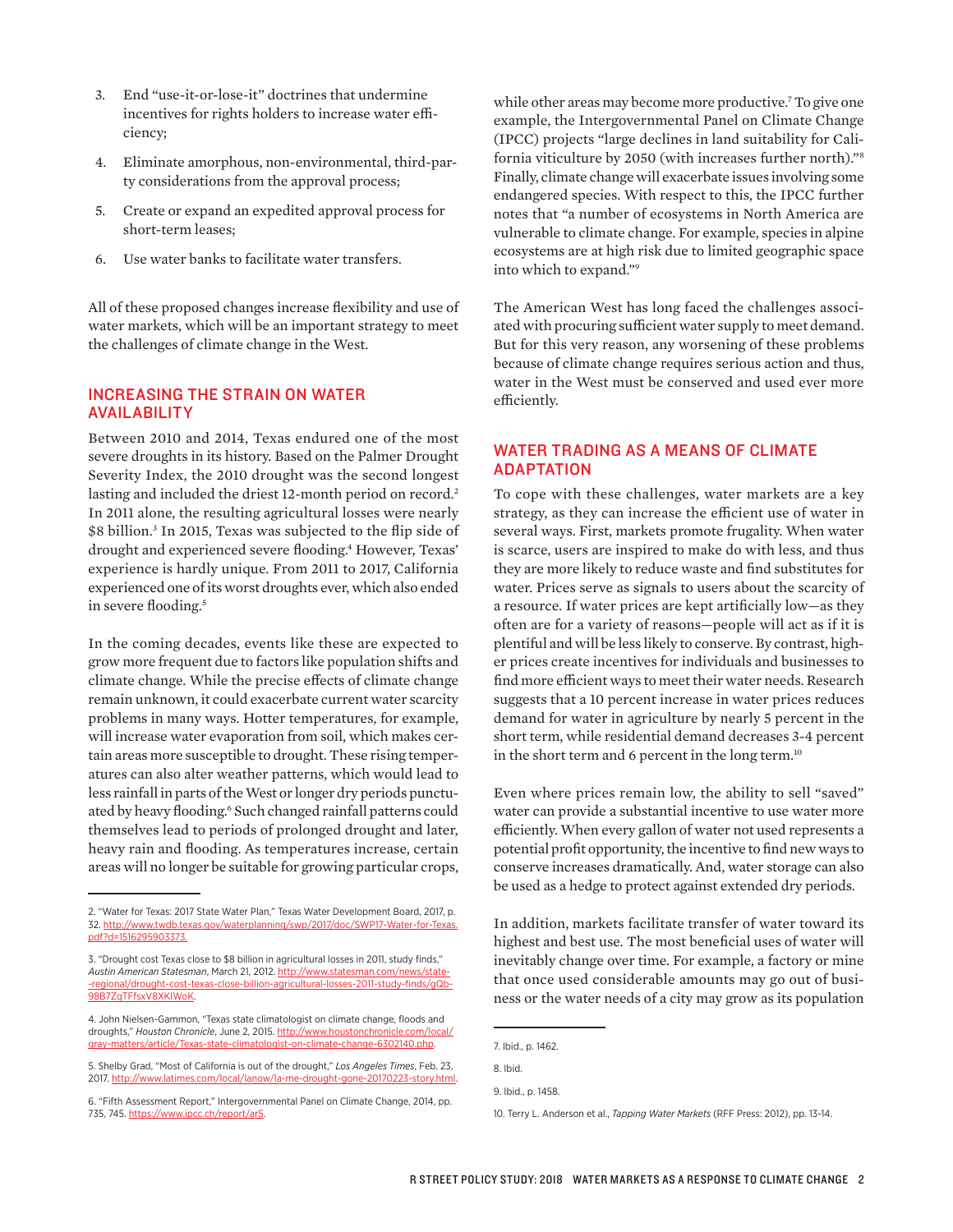3. End "use-it-or-lose-it" doctrines that undermine incentives for rights holders to increase water efficiency;
4. Eliminate amorphous, non-environmental, third-party considerations from the approval process;
5. Create or expand an expedited approval process for short-term leases;
6. Use water banks to facilitate water transfers.

All of these proposed changes increase flexibility and use of water markets, which will be an important strategy to meet the challenges of climate change in the West.

## INCREASING THE STRAIN ON WATER AVAILABILITY

Between 2010 and 2014, Texas endured one of the most severe droughts in its history. Based on the Palmer Drought Severity Index, the 2010 drought was the second longest lasting and included the driest 12-month period on record.[2] In 2011 alone, the resulting agricultural losses were nearly $8 billion.[3] In 2015, Texas was subjected to the flip side of drought and experienced severe flooding.[4] However, Texas' experience is hardly unique. From 2011 to 2017, California experienced one of its worst droughts ever, which also ended in severe flooding.[5]

In the coming decades, events like these are expected to grow more frequent due to factors like population shifts and climate change. While the precise effects of climate change remain unknown, it could exacerbate current water scarcity problems in many ways. Hotter temperatures, for example, will increase water evaporation from soil, which makes certain areas more susceptible to drought. These rising temperatures can also alter weather patterns, which would lead to less rainfall in parts of the West or longer dry periods punctuated by heavy flooding.[6] Such changed rainfall patterns could themselves lead to periods of prolonged drought and later, heavy rain and flooding. As temperatures increase, certain areas will no longer be suitable for growing particular crops, while other areas may become more productive.[7] To give one example, the Intergovernmental Panel on Climate Change (IPCC) projects "large declines in land suitability for California viticulture by 2050 (with increases further north)."[8] Finally, climate change will exacerbate issues involving some endangered species. With respect to this, the IPCC further notes that "a number of ecosystems in North America are vulnerable to climate change. For example, species in alpine ecosystems are at high risk due to limited geographic space into which to expand."[9]

The American West has long faced the challenges associated with procuring sufficient water supply to meet demand. But for this very reason, any worsening of these problems because of climate change requires serious action and thus, water in the West must be conserved and used ever more efficiently.

## WATER TRADING AS A MEANS OF CLIMATE ADAPTATION

To cope with these challenges, water markets are a key strategy, as they can increase the efficient use of water in several ways. First, markets promote frugality. When water is scarce, users are inspired to make do with less, and thus they are more likely to reduce waste and find substitutes for water. Prices serve as signals to users about the scarcity of a resource. If water prices are kept artificially low—as they often are for a variety of reasons—people will act as if it is plentiful and will be less likely to conserve. By contrast, higher prices create incentives for individuals and businesses to find more efficient ways to meet their water needs. Research suggests that a 10 percent increase in water prices reduces demand for water in agriculture by nearly 5 percent in the short term, while residential demand decreases 3-4 percent in the short term and 6 percent in the long term.[10]

Even where prices remain low, the ability to sell "saved" water can provide a substantial incentive to use water more efficiently. When every gallon of water not used represents a potential profit opportunity, the incentive to find new ways to conserve increases dramatically. And, water storage can also be used as a hedge to protect against extended dry periods.

In addition, markets facilitate transfer of water toward its highest and best use. The most beneficial uses of water will inevitably change over time. For example, a factory or mine that once used considerable amounts may go out of business or the water needs of a city may grow as its population

---

2. "Water for Texas: 2017 State Water Plan," Texas Water Development Board, 2017, p. 32. http://www.twdb.texas.gov/waterplanning/swp/2017/doc/SWP17-Water-for-Texas.pdf?d=1516295903373.

3. "Drought cost Texas close to $8 billion in agricultural losses in 2011, study finds," *Austin American Statesman*, March 21, 2012. http://www.statesman.com/news/state--regional/drought-cost-texas-close-billion-agricultural-losses-2011-study-finds/gQb-98B7ZqTFfsxV8XKIWoK.

4. John Nielsen-Gammon, "Texas state climatologist on climate change, floods and droughts," *Houston Chronicle*, June 2, 2015. http://www.houstonchronicle.com/local/gray-matters/article/Texas-state-climatologist-on-climate-change-6302140.php.

5. Shelby Grad, "Most of California is out of the drought," *Los Angeles Times*, Feb. 23, 2017. http://www.latimes.com/local/lanow/la-me-drought-gone-20170223-story.html.

6. "Fifth Assessment Report," Intergovernmental Panel on Climate Change, 2014, pp. 735, 745. https://www.ipcc.ch/report/ar5.

7. Ibid., p. 1462.

8. Ibid.

9. Ibid., p. 1458.

10. Terry L. Anderson et al., *Tapping Water Markets* (RFF Press: 2012), pp. 13-14.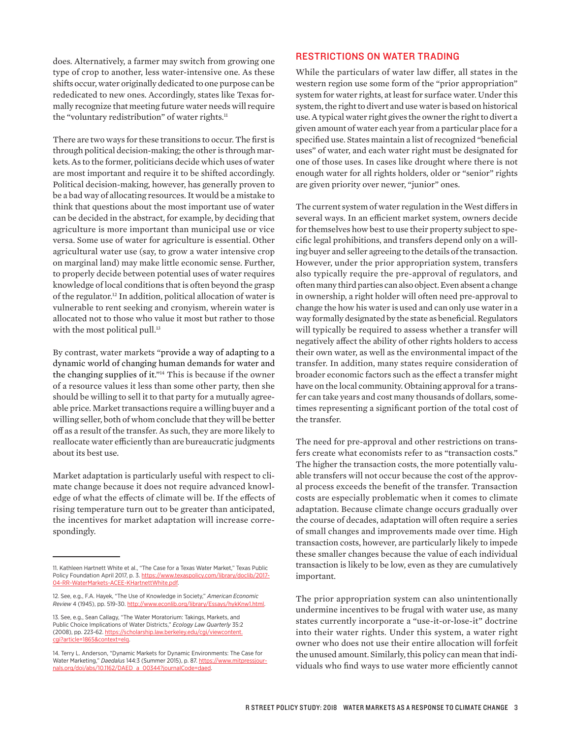does. Alternatively, a farmer may switch from growing one type of crop to another, less water-intensive one. As these shifts occur, water originally dedicated to one purpose can be rededicated to new ones. Accordingly, states like Texas formally recognize that meeting future water needs will require the "voluntary redistribution" of water rights.[11]

There are two ways for these transitions to occur. The first is through political decision-making; the other is through markets. As to the former, politicians decide which uses of water are most important and require it to be shifted accordingly. Political decision-making, however, has generally proven to be a bad way of allocating resources. It would be a mistake to think that questions about the most important use of water can be decided in the abstract, for example, by deciding that agriculture is more important than municipal use or vice versa. Some use of water for agriculture is essential. Other agricultural water use (say, to grow a water intensive crop on marginal land) may make little economic sense. Further, to properly decide between potential uses of water requires knowledge of local conditions that is often beyond the grasp of the regulator.[12] In addition, political allocation of water is vulnerable to rent seeking and cronyism, wherein water is allocated not to those who value it most but rather to those with the most political pull.[13]

By contrast, water markets "provide a way of adapting to a dynamic world of changing human demands for water and the changing supplies of it."[14] This is because if the owner of a resource values it less than some other party, then she should be willing to sell it to that party for a mutually agreeable price. Market transactions require a willing buyer and a willing seller, both of whom conclude that they will be better off as a result of the transfer. As such, they are more likely to reallocate water efficiently than are bureaucratic judgments about its best use.

Market adaptation is particularly useful with respect to climate change because it does not require advanced knowledge of what the effects of climate will be. If the effects of rising temperature turn out to be greater than anticipated, the incentives for market adaptation will increase correspondingly.

## RESTRICTIONS ON WATER TRADING

While the particulars of water law differ, all states in the western region use some form of the "prior appropriation" system for water rights, at least for surface water. Under this system, the right to divert and use water is based on historical use. A typical water right gives the owner the right to divert a given amount of water each year from a particular place for a specified use. States maintain a list of recognized "beneficial uses" of water, and each water right must be designated for one of those uses. In cases like drought where there is not enough water for all rights holders, older or "senior" rights are given priority over newer, "junior" ones.

The current system of water regulation in the West differs in several ways. In an efficient market system, owners decide for themselves how best to use their property subject to specific legal prohibitions, and transfers depend only on a willing buyer and seller agreeing to the details of the transaction. However, under the prior appropriation system, transfers also typically require the pre-approval of regulators, and often many third parties can also object. Even absent a change in ownership, a right holder will often need pre-approval to change the how his water is used and can only use water in a way formally designated by the state as beneficial. Regulators will typically be required to assess whether a transfer will negatively affect the ability of other rights holders to access their own water, as well as the environmental impact of the transfer. In addition, many states require consideration of broader economic factors such as the effect a transfer might have on the local community. Obtaining approval for a transfer can take years and cost many thousands of dollars, sometimes representing a significant portion of the total cost of the transfer.

The need for pre-approval and other restrictions on transfers create what economists refer to as "transaction costs." The higher the transaction costs, the more potentially valuable transfers will not occur because the cost of the approval process exceeds the benefit of the transfer. Transaction costs are especially problematic when it comes to climate adaptation. Because climate change occurs gradually over the course of decades, adaptation will often require a series of small changes and improvements made over time. High transaction costs, however, are particularly likely to impede these smaller changes because the value of each individual transaction is likely to be low, even as they are cumulatively important.

The prior appropriation system can also unintentionally undermine incentives to be frugal with water use, as many states currently incorporate a "use-it-or-lose-it" doctrine into their water rights. Under this system, a water right owner who does not use their entire allocation will forfeit the unused amount. Similarly, this policy can mean that individuals who find ways to use water more efficiently cannot

---

11. Kathleen Hartnett White et al., "The Case for a Texas Water Market," Texas Public Policy Foundation April 2017, p. 3. https://www.texaspolicy.com/library/doclib/2017-04-RR-WaterMarkets-ACEE-KHartnettWhite.pdf.

12. See, e.g., F.A. Hayek, "The Use of Knowledge in Society," *American Economic Review* 4 (1945), pp. 519-30. http://www.econlib.org/library/Essays/hykKnw1.html.

13. See, e.g., Sean Callagy, "The Water Moratorium: Takings, Markets, and Public Choice Implications of Water Districts," *Ecology Law Quarterly* 35:2 (2008), pp. 223-62. https://scholarship.law.berkeley.edu/cgi/viewcontent.cgi?article=1865&context=elq.

14. Terry L. Anderson, "Dynamic Markets for Dynamic Environments: The Case for Water Marketing," *Daedalus* 144:3 (Summer 2015), p. 87. https://www.mitpressjournals.org/doi/abs/10.1162/DAED_a_00344?journalCode=daed.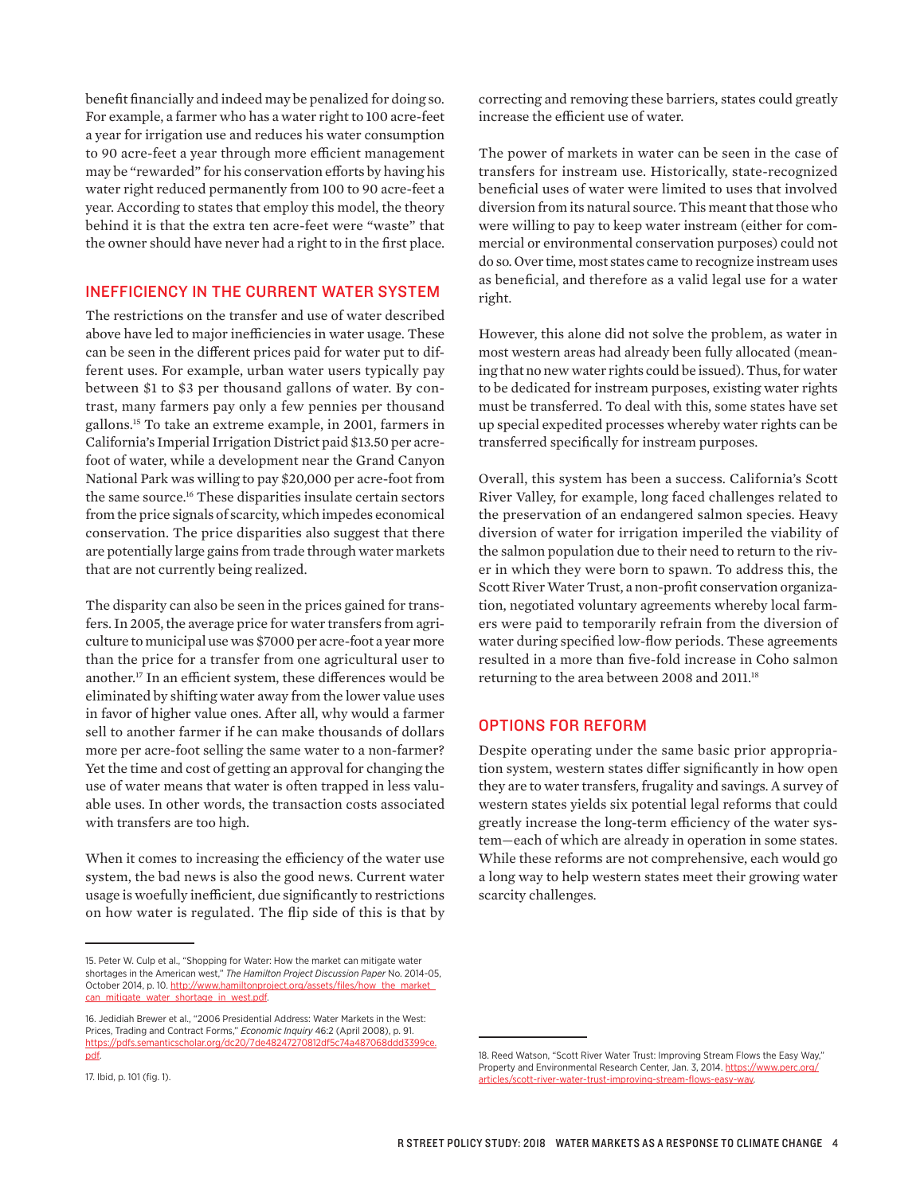benefit financially and indeed may be penalized for doing so. For example, a farmer who has a water right to 100 acre-feet a year for irrigation use and reduces his water consumption to 90 acre-feet a year through more efficient management may be "rewarded" for his conservation efforts by having his water right reduced permanently from 100 to 90 acre-feet a year. According to states that employ this model, the theory behind it is that the extra ten acre-feet were "waste" that the owner should have never had a right to in the first place.

## INEFFICIENCY IN THE CURRENT WATER SYSTEM

The restrictions on the transfer and use of water described above have led to major inefficiencies in water usage. These can be seen in the different prices paid for water put to different uses. For example, urban water users typically pay between $1 to $3 per thousand gallons of water. By contrast, many farmers pay only a few pennies per thousand gallons.[15] To take an extreme example, in 2001, farmers in California's Imperial Irrigation District paid $13.50 per acre-foot of water, while a development near the Grand Canyon National Park was willing to pay $20,000 per acre-foot from the same source.[16] These disparities insulate certain sectors from the price signals of scarcity, which impedes economical conservation. The price disparities also suggest that there are potentially large gains from trade through water markets that are not currently being realized.

The disparity can also be seen in the prices gained for transfers. In 2005, the average price for water transfers from agriculture to municipal use was $7000 per acre-foot a year more than the price for a transfer from one agricultural user to another.[17] In an efficient system, these differences would be eliminated by shifting water away from the lower value uses in favor of higher value ones. After all, why would a farmer sell to another farmer if he can make thousands of dollars more per acre-foot selling the same water to a non-farmer? Yet the time and cost of getting an approval for changing the use of water means that water is often trapped in less valuable uses. In other words, the transaction costs associated with transfers are too high.

When it comes to increasing the efficiency of the water use system, the bad news is also the good news. Current water usage is woefully inefficient, due significantly to restrictions on how water is regulated. The flip side of this is that by correcting and removing these barriers, states could greatly increase the efficient use of water.

The power of markets in water can be seen in the case of transfers for instream use. Historically, state-recognized beneficial uses of water were limited to uses that involved diversion from its natural source. This meant that those who were willing to pay to keep water instream (either for commercial or environmental conservation purposes) could not do so. Over time, most states came to recognize instream uses as beneficial, and therefore as a valid legal use for a water right.

However, this alone did not solve the problem, as water in most western areas had already been fully allocated (meaning that no new water rights could be issued). Thus, for water to be dedicated for instream purposes, existing water rights must be transferred. To deal with this, some states have set up special expedited processes whereby water rights can be transferred specifically for instream purposes.

Overall, this system has been a success. California's Scott River Valley, for example, long faced challenges related to the preservation of an endangered salmon species. Heavy diversion of water for irrigation imperiled the viability of the salmon population due to their need to return to the river in which they were born to spawn. To address this, the Scott River Water Trust, a non-profit conservation organization, negotiated voluntary agreements whereby local farmers were paid to temporarily refrain from the diversion of water during specified low-flow periods. These agreements resulted in a more than five-fold increase in Coho salmon returning to the area between 2008 and 2011.[18]

## OPTIONS FOR REFORM

Despite operating under the same basic prior appropriation system, western states differ significantly in how open they are to water transfers, frugality and savings. A survey of western states yields six potential legal reforms that could greatly increase the long-term efficiency of the water system—each of which are already in operation in some states. While these reforms are not comprehensive, each would go a long way to help western states meet their growing water scarcity challenges.

---

15. Peter W. Culp et al., "Shopping for Water: How the market can mitigate water shortages in the American west," *The Hamilton Project Discussion Paper* No. 2014-05, October 2014, p. 10. http://www.hamiltonproject.org/assets/files/how_the_market_can_mitigate_water_shortage_in_west.pdf.

16. Jedidiah Brewer et al., "2006 Presidential Address: Water Markets in the West: Prices, Trading and Contract Forms," *Economic Inquiry* 46:2 (April 2008), p. 91. https://pdfs.semanticscholar.org/dc20/7de48247270812df5c74a487068ddd3399ce.pdf.

17. Ibid, p. 101 (fig. 1).

18. Reed Watson, "Scott River Water Trust: Improving Stream Flows the Easy Way," Property and Environmental Research Center, Jan. 3, 2014. https://www.perc.org/articles/scott-river-water-trust-improving-stream-flows-easy-way.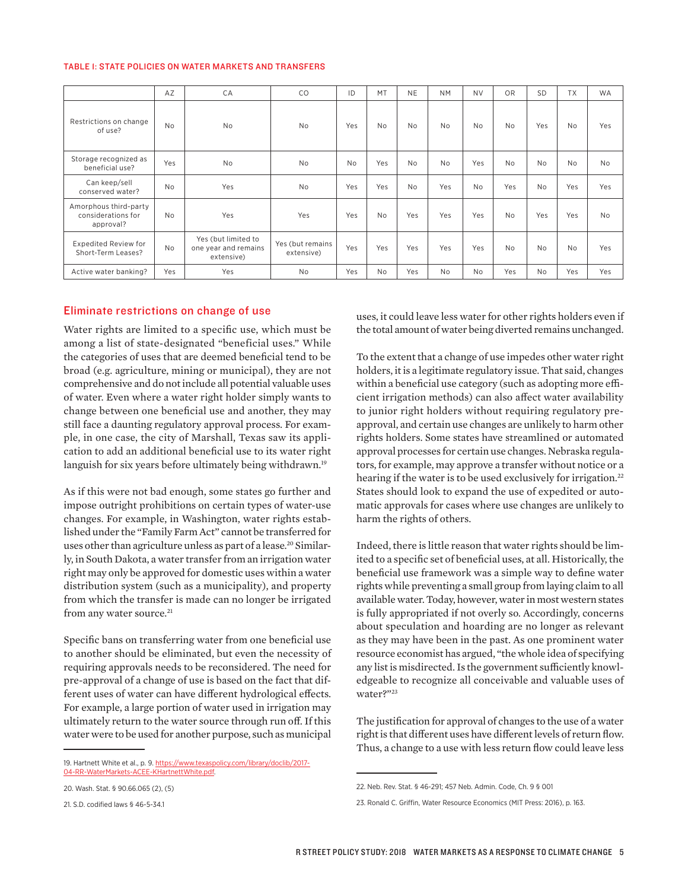**TABLE 1: STATE POLICIES ON WATER MARKETS AND TRANSFERS**

| | AZ | CA | CO | ID | MT | NE | NM | NV | OR | SD | TX | WA |
|---|---|---|---|---|---|---|---|---|---|---|---|---|
| Restrictions on change of use? | No | No | No | Yes | No | No | No | No | No | Yes | No | Yes |
| Storage recognized as beneficial use? | Yes | No | No | No | Yes | No | No | Yes | No | No | No | No |
| Can keep/sell conserved water? | No | Yes | No | Yes | Yes | No | Yes | No | Yes | No | Yes | Yes |
| Amorphous third-party considerations for approval? | No | Yes | Yes | Yes | No | Yes | Yes | Yes | No | Yes | Yes | No |
| Expedited Review for Short-Term Leases? | No | Yes (but limited to one year and remains extensive) | Yes (but remains extensive) | Yes | Yes | Yes | Yes | Yes | No | No | No | Yes |
| Active water banking? | Yes | Yes | No | Yes | No | Yes | No | No | Yes | No | Yes | Yes |

## Eliminate restrictions on change of use

Water rights are limited to a specific use, which must be among a list of state-designated "beneficial uses." While the categories of uses that are deemed beneficial tend to be broad (e.g. agriculture, mining or municipal), they are not comprehensive and do not include all potential valuable uses of water. Even where a water right holder simply wants to change between one beneficial use and another, they may still face a daunting regulatory approval process. For example, in one case, the city of Marshall, Texas saw its application to add an additional beneficial use to its water right languish for six years before ultimately being withdrawn.[19]

As if this were not bad enough, some states go further and impose outright prohibitions on certain types of water-use changes. For example, in Washington, water rights established under the "Family Farm Act" cannot be transferred for uses other than agriculture unless as part of a lease.[20] Similarly, in South Dakota, a water transfer from an irrigation water right may only be approved for domestic uses within a water distribution system (such as a municipality), and property from which the transfer is made can no longer be irrigated from any water source.[21]

Specific bans on transferring water from one beneficial use to another should be eliminated, but even the necessity of requiring approvals needs to be reconsidered. The need for pre-approval of a change of use is based on the fact that different uses of water can have different hydrological effects. For example, a large portion of water used in irrigation may ultimately return to the water source through run off. If this water were to be used for another purpose, such as municipal uses, it could leave less water for other rights holders even if the total amount of water being diverted remains unchanged.

To the extent that a change of use impedes other water right holders, it is a legitimate regulatory issue. That said, changes within a beneficial use category (such as adopting more efficient irrigation methods) can also affect water availability to junior right holders without requiring regulatory pre-approval, and certain use changes are unlikely to harm other rights holders. Some states have streamlined or automated approval processes for certain use changes. Nebraska regulators, for example, may approve a transfer without notice or a hearing if the water is to be used exclusively for irrigation.[22] States should look to expand the use of expedited or automatic approvals for cases where use changes are unlikely to harm the rights of others.

Indeed, there is little reason that water rights should be limited to a specific set of beneficial uses, at all. Historically, the beneficial use framework was a simple way to define water rights while preventing a small group from laying claim to all available water. Today, however, water in most western states is fully appropriated if not overly so. Accordingly, concerns about speculation and hoarding are no longer as relevant as they may have been in the past. As one prominent water resource economist has argued, "the whole idea of specifying any list is misdirected. Is the government sufficiently knowledgeable to recognize all conceivable and valuable uses of water?"[23]

The justification for approval of changes to the use of a water right is that different uses have different levels of return flow. Thus, a change to a use with less return flow could leave less

---

19. Hartnett White et al., p. 9. https://www.texaspolicy.com/library/doclib/2017-04-RR-WaterMarkets-ACEE-KHartnettWhite.pdf.

20. Wash. Stat. § 90.66.065 (2), (5)

21. S.D. codified laws § 46-5-34.1

22. Neb. Rev. Stat. § 46-291; 457 Neb. Admin. Code, Ch. 9 § 001

23. Ronald C. Griffin, Water Resource Economics (MIT Press: 2016), p. 163.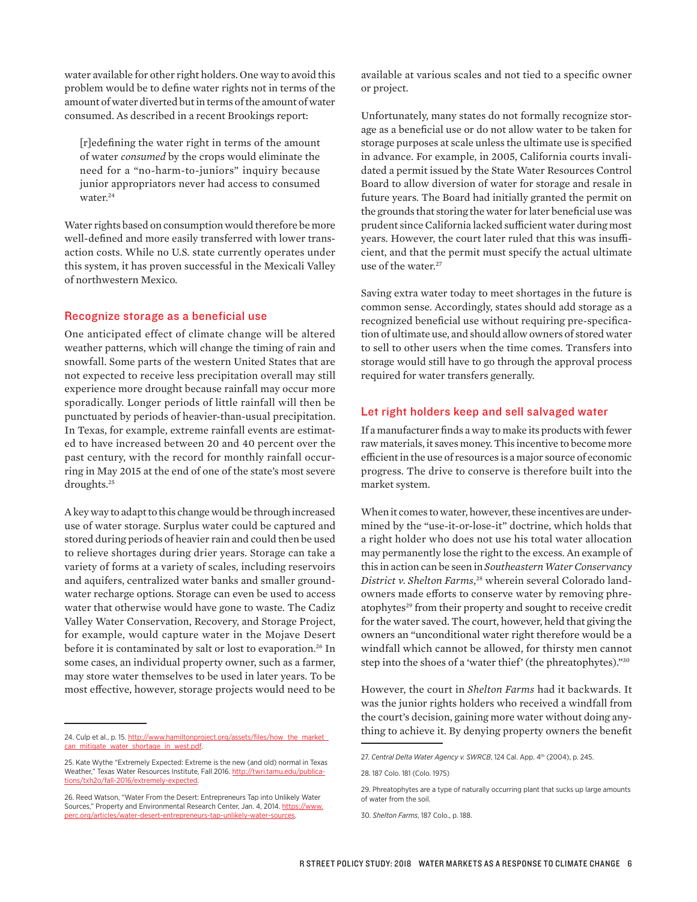water available for other right holders. One way to avoid this problem would be to define water rights not in terms of the amount of water diverted but in terms of the amount of water consumed. As described in a recent Brookings report:

> [r]edefining the water right in terms of the amount of water *consumed* by the crops would eliminate the need for a "no-harm-to-juniors" inquiry because junior appropriators never had access to consumed water.[24]

Water rights based on consumption would therefore be more well-defined and more easily transferred with lower transaction costs. While no U.S. state currently operates under this system, it has proven successful in the Mexicali Valley of northwestern Mexico.

### Recognize storage as a beneficial use

One anticipated effect of climate change will be altered weather patterns, which will change the timing of rain and snowfall. Some parts of the western United States that are not expected to receive less precipitation overall may still experience more drought because rainfall may occur more sporadically. Longer periods of little rainfall will then be punctuated by periods of heavier-than-usual precipitation. In Texas, for example, extreme rainfall events are estimated to have increased between 20 and 40 percent over the past century, with the record for monthly rainfall occurring in May 2015 at the end of one of the state's most severe droughts.[25]

A key way to adapt to this change would be through increased use of water storage. Surplus water could be captured and stored during periods of heavier rain and could then be used to relieve shortages during drier years. Storage can take a variety of forms at a variety of scales, including reservoirs and aquifers, centralized water banks and smaller groundwater recharge options. Storage can even be used to access water that otherwise would have gone to waste. The Cadiz Valley Water Conservation, Recovery, and Storage Project, for example, would capture water in the Mojave Desert before it is contaminated by salt or lost to evaporation.[26] In some cases, an individual property owner, such as a farmer, may store water themselves to be used in later years. To be most effective, however, storage projects would need to be available at various scales and not tied to a specific owner or project.

Unfortunately, many states do not formally recognize storage as a beneficial use or do not allow water to be taken for storage purposes at scale unless the ultimate use is specified in advance. For example, in 2005, California courts invalidated a permit issued by the State Water Resources Control Board to allow diversion of water for storage and resale in future years. The Board had initially granted the permit on the grounds that storing the water for later beneficial use was prudent since California lacked sufficient water during most years. However, the court later ruled that this was insufficient, and that the permit must specify the actual ultimate use of the water.[27]

Saving extra water today to meet shortages in the future is common sense. Accordingly, states should add storage as a recognized beneficial use without requiring pre-specification of ultimate use, and should allow owners of stored water to sell to other users when the time comes. Transfers into storage would still have to go through the approval process required for water transfers generally.

### Let right holders keep and sell salvaged water

If a manufacturer finds a way to make its products with fewer raw materials, it saves money. This incentive to become more efficient in the use of resources is a major source of economic progress. The drive to conserve is therefore built into the market system.

When it comes to water, however, these incentives are undermined by the "use-it-or-lose-it" doctrine, which holds that a right holder who does not use his total water allocation may permanently lose the right to the excess. An example of this in action can be seen in *Southeastern Water Conservancy District v. Shelton Farms*,[28] wherein several Colorado landowners made efforts to conserve water by removing phreatophytes[29] from their property and sought to receive credit for the water saved. The court, however, held that giving the owners an "unconditional water right therefore would be a windfall which cannot be allowed, for thirsty men cannot step into the shoes of a 'water thief' (the phreatophytes)."[30]

However, the court in *Shelton Farms* had it backwards. It was the junior rights holders who received a windfall from the court's decision, gaining more water without doing anything to achieve it. By denying property owners the benefit

---

24. Culp et al., p. 15. http://www.hamiltonproject.org/assets/files/how_the_market_can_mitigate_water_shortage_in_west.pdf.

25. Kate Wythe "Extremely Expected: Extreme is the new (and old) normal in Texas Weather," Texas Water Resources Institute, Fall 2016. http://twri.tamu.edu/publications/txh2o/fall-2016/extremely-expected.

26. Reed Watson, "Water From the Desert: Entrepreneurs Tap into Unlikely Water Sources," Property and Environmental Research Center, Jan. 4, 2014. https://www.perc.org/articles/water-desert-entrepreneurs-tap-unlikely-water-sources.

27. *Central Delta Water Agency v. SWRCB*, 124 Cal. App. 4th (2004), p. 245.

28. 187 Colo. 181 (Colo. 1975)

29. Phreatophytes are a type of naturally occurring plant that sucks up large amounts of water from the soil.

30. *Shelton Farms*, 187 Colo., p. 188.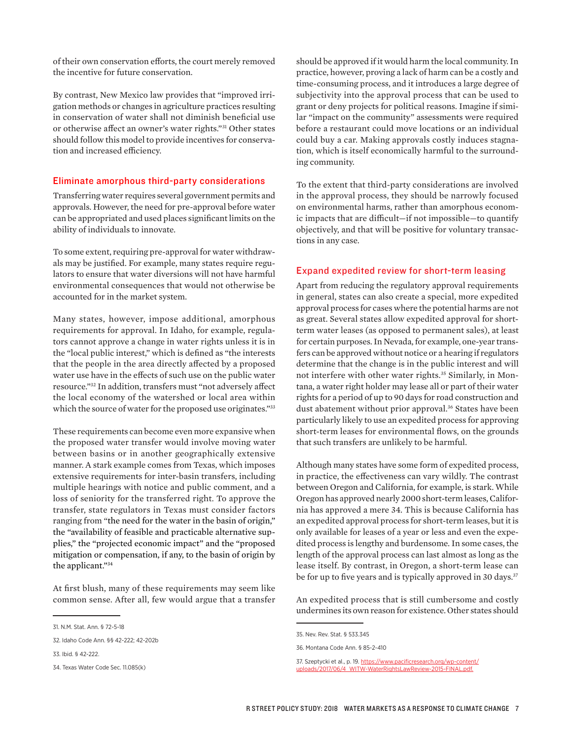of their own conservation efforts, the court merely removed the incentive for future conservation.

By contrast, New Mexico law provides that "improved irrigation methods or changes in agriculture practices resulting in conservation of water shall not diminish beneficial use or otherwise affect an owner's water rights."[31] Other states should follow this model to provide incentives for conservation and increased efficiency.

## Eliminate amorphous third-party considerations

Transferring water requires several government permits and approvals. However, the need for pre-approval before water can be appropriated and used places significant limits on the ability of individuals to innovate.

To some extent, requiring pre-approval for water withdrawals may be justified. For example, many states require regulators to ensure that water diversions will not have harmful environmental consequences that would not otherwise be accounted for in the market system.

Many states, however, impose additional, amorphous requirements for approval. In Idaho, for example, regulators cannot approve a change in water rights unless it is in the "local public interest," which is defined as "the interests that the people in the area directly affected by a proposed water use have in the effects of such use on the public water resource."[32] In addition, transfers must "not adversely affect the local economy of the watershed or local area within which the source of water for the proposed use originates."[33]

These requirements can become even more expansive when the proposed water transfer would involve moving water between basins or in another geographically extensive manner. A stark example comes from Texas, which imposes extensive requirements for inter-basin transfers, including multiple hearings with notice and public comment, and a loss of seniority for the transferred right. To approve the transfer, state regulators in Texas must consider factors ranging from "the need for the water in the basin of origin," the "availability of feasible and practicable alternative supplies," the "projected economic impact" and the "proposed mitigation or compensation, if any, to the basin of origin by the applicant."[34]

At first blush, many of these requirements may seem like common sense. After all, few would argue that a transfer should be approved if it would harm the local community. In practice, however, proving a lack of harm can be a costly and time-consuming process, and it introduces a large degree of subjectivity into the approval process that can be used to grant or deny projects for political reasons. Imagine if similar "impact on the community" assessments were required before a restaurant could move locations or an individual could buy a car. Making approvals costly induces stagnation, which is itself economically harmful to the surrounding community.

To the extent that third-party considerations are involved in the approval process, they should be narrowly focused on environmental harms, rather than amorphous economic impacts that are difficult—if not impossible—to quantify objectively, and that will be positive for voluntary transactions in any case.

## Expand expedited review for short-term leasing

Apart from reducing the regulatory approval requirements in general, states can also create a special, more expedited approval process for cases where the potential harms are not as great. Several states allow expedited approval for short-term water leases (as opposed to permanent sales), at least for certain purposes. In Nevada, for example, one-year transfers can be approved without notice or a hearing if regulators determine that the change is in the public interest and will not interfere with other water rights.[35] Similarly, in Montana, a water right holder may lease all or part of their water rights for a period of up to 90 days for road construction and dust abatement without prior approval.[36] States have been particularly likely to use an expedited process for approving short-term leases for environmental flows, on the grounds that such transfers are unlikely to be harmful.

Although many states have some form of expedited process, in practice, the effectiveness can vary wildly. The contrast between Oregon and California, for example, is stark. While Oregon has approved nearly 2000 short-term leases, California has approved a mere 34. This is because California has an expedited approval process for short-term leases, but it is only available for leases of a year or less and even the expedited process is lengthy and burdensome. In some cases, the length of the approval process can last almost as long as the lease itself. By contrast, in Oregon, a short-term lease can be for up to five years and is typically approved in 30 days.[37]

An expedited process that is still cumbersome and costly undermines its own reason for existence. Other states should

---

31. N.M. Stat. Ann. § 72-5-18

32. Idaho Code Ann. §§ 42-222; 42-202b

33. Ibid. § 42-222.

34. Texas Water Code Sec. 11.085(k)

35. Nev. Rev. Stat. § 533.345

36. Montana Code Ann. § 85-2-410

37. Szeptycki et al., p. 19. https://www.pacificresearch.org/wp-content/uploads/2017/06/4_WITW-WaterRightsLawReview-2015-FINAL.pdf.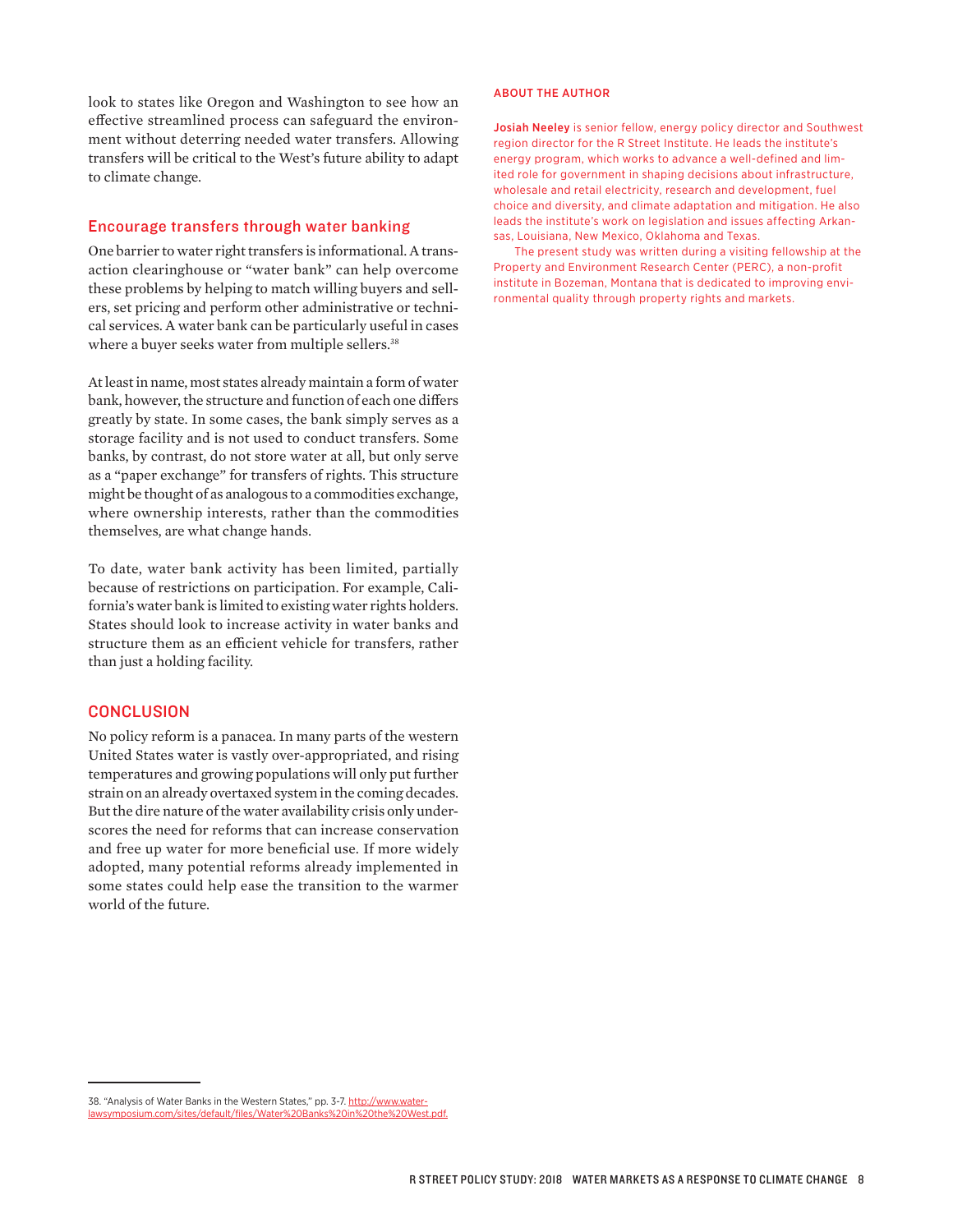look to states like Oregon and Washington to see how an effective streamlined process can safeguard the environment without deterring needed water transfers. Allowing transfers will be critical to the West's future ability to adapt to climate change.

### Encourage transfers through water banking

One barrier to water right transfers is informational. A transaction clearinghouse or "water bank" can help overcome these problems by helping to match willing buyers and sellers, set pricing and perform other administrative or technical services. A water bank can be particularly useful in cases where a buyer seeks water from multiple sellers.[38]

At least in name, most states already maintain a form of water bank, however, the structure and function of each one differs greatly by state. In some cases, the bank simply serves as a storage facility and is not used to conduct transfers. Some banks, by contrast, do not store water at all, but only serve as a "paper exchange" for transfers of rights. This structure might be thought of as analogous to a commodities exchange, where ownership interests, rather than the commodities themselves, are what change hands.

To date, water bank activity has been limited, partially because of restrictions on participation. For example, California's water bank is limited to existing water rights holders. States should look to increase activity in water banks and structure them as an efficient vehicle for transfers, rather than just a holding facility.

## CONCLUSION

No policy reform is a panacea. In many parts of the western United States water is vastly over-appropriated, and rising temperatures and growing populations will only put further strain on an already overtaxed system in the coming decades. But the dire nature of the water availability crisis only underscores the need for reforms that can increase conservation and free up water for more beneficial use. If more widely adopted, many potential reforms already implemented in some states could help ease the transition to the warmer world of the future.

### ABOUT THE AUTHOR

**Josiah Neeley** is senior fellow, energy policy director and Southwest region director for the R Street Institute. He leads the institute's energy program, which works to advance a well-defined and limited role for government in shaping decisions about infrastructure, wholesale and retail electricity, research and development, fuel choice and diversity, and climate adaptation and mitigation. He also leads the institute's work on legislation and issues affecting Arkansas, Louisiana, New Mexico, Oklahoma and Texas.

The present study was written during a visiting fellowship at the Property and Environment Research Center (PERC), a non-profit institute in Bozeman, Montana that is dedicated to improving environmental quality through property rights and markets.

---

38. "Analysis of Water Banks in the Western States," pp. 3-7. http://www.waterlawsymposium.com/sites/default/files/Water%20Banks%20in%20the%20West.pdf.